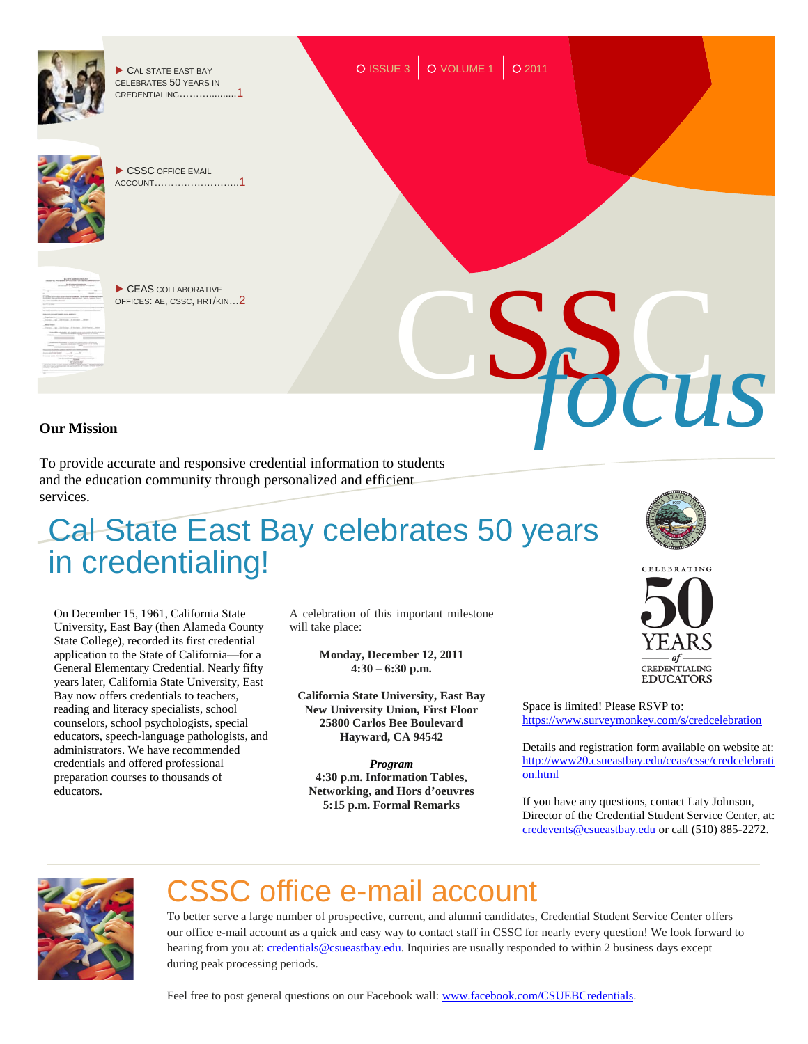# CSSC *focus*

ISSUE 3 | VOLUME 1 | 2011

- CAL STATE EAST BAY CELEBRATES 50 YEARS IN CREDENTIALING……………….1
- CSSC OFFICE EMAIL ACCOUNT……………………..1
- CEAS COLLABORATIVE OFFICES: AE, CSSC, HRT/KIN…2

**Our Mission**

To provide accurate and responsive credential information to students and the education community through personalized and efficient services.

## Cal State East Bay celebrates 50 years in credentialing!

On December 15, 1961, California State University, East Bay (then Alameda County State College), recorded its first credential application to the State of California—for a General Elementary Credential. Nearly fifty years later, California State University, East Bay now offers credentials to teachers, reading and literacy specialists, school counselors, school psychologists, special educators, speech-language pathologists, and administrators. We have recommended credentials and offered professional preparation courses to thousands of educators.

A celebration of this important milestone will take place:

**Monday, December 12, 2011**
**4:30 – 6:30 p.m.**

**California State University, East Bay**
**New University Union, First Floor**
**25800 Carlos Bee Boulevard**
**Hayward, CA 94542**

***Program***
**4:30 p.m. Information Tables, Networking, and Hors d'oeuvres**
**5:15 p.m. Formal Remarks**

CELEBRATING 50 YEARS of CREDENTIALING EDUCATORS

Space is limited! Please RSVP to: https://www.surveymonkey.com/s/credcelebration

Details and registration form available on website at: http://www20.csueastbay.edu/ceas/cssc/credcelebration.html

If you have any questions, contact Laty Johnson, Director of the Credential Student Service Center, at: credevents@csueastbay.edu or call (510) 885-2272.

## CSSC office e-mail account

To better serve a large number of prospective, current, and alumni candidates, Credential Student Service Center offers our office e-mail account as a quick and easy way to contact staff in CSSC for nearly every question! We look forward to hearing from you at: credentials@csueastbay.edu. Inquiries are usually responded to within 2 business days except during peak processing periods.

Feel free to post general questions on our Facebook wall: www.facebook.com/CSUEBCredentials.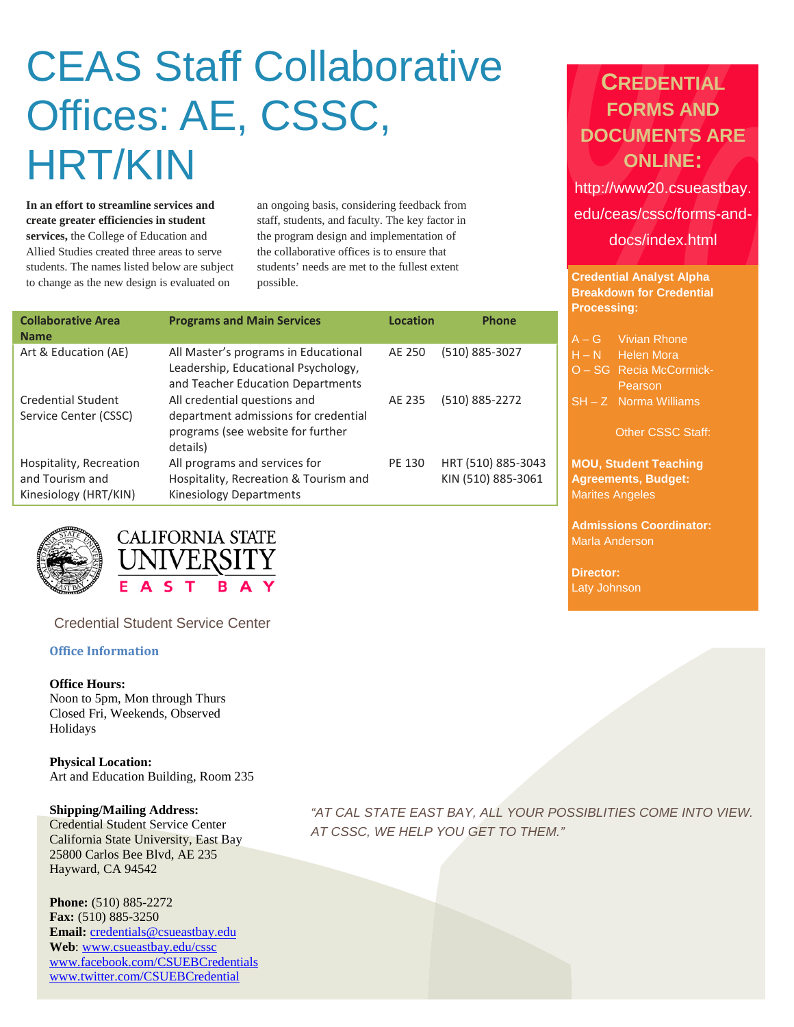# CEAS Staff Collaborative Offices: AE, CSSC, HRT/KIN

**In an effort to streamline services and create greater efficiencies in student services,** the College of Education and Allied Studies created three areas to serve students. The names listed below are subject to change as the new design is evaluated on an ongoing basis, considering feedback from staff, students, and faculty. The key factor in the program design and implementation of the collaborative offices is to ensure that students' needs are met to the fullest extent possible.

| Collaborative Area Name | Programs and Main Services | Location | Phone |
|---|---|---|---|
| Art & Education (AE) | All Master's programs in Educational Leadership, Educational Psychology, and Teacher Education Departments | AE 250 | (510) 885-3027 |
| Credential Student Service Center (CSSC) | All credential questions and department admissions for credential programs (see website for further details) | AE 235 | (510) 885-2272 |
| Hospitality, Recreation and Tourism and Kinesiology (HRT/KIN) | All programs and services for Hospitality, Recreation & Tourism and Kinesiology Departments | PE 130 | HRT (510) 885-3043<br>KIN (510) 885-3061 |

## CREDENTIAL FORMS AND DOCUMENTS ARE ONLINE:

http://www20.csueastbay.edu/ceas/cssc/forms-and-docs/index.html

**Credential Analyst Alpha Breakdown for Credential Processing:**

- A – G Vivian Rhone
- H – N Helen Mora
- O – SG Recia McCormick-Pearson
- SH – Z Norma Williams

Other CSSC Staff:

**MOU, Student Teaching Agreements, Budget:**
Marites Angeles

**Admissions Coordinator:**
Marla Anderson

**Director:**
Laty Johnson

CALIFORNIA STATE UNIVERSITY EAST BAY

Credential Student Service Center

### Office Information

**Office Hours:**
Noon to 5pm, Mon through Thurs
Closed Fri, Weekends, Observed Holidays

**Physical Location:**
Art and Education Building, Room 235

**Shipping/Mailing Address:**
Credential Student Service Center
California State University, East Bay
25800 Carlos Bee Blvd, AE 235
Hayward, CA 94542

**Phone:** (510) 885-2272
**Fax:** (510) 885-3250
**Email:** credentials@csueastbay.edu
**Web**: www.csueastbay.edu/cssc
www.facebook.com/CSUEBCredentials
www.twitter.com/CSUEBCredential

*"AT CAL STATE EAST BAY, ALL YOUR POSSIBLITIES COME INTO VIEW. AT CSSC, WE HELP YOU GET TO THEM."*